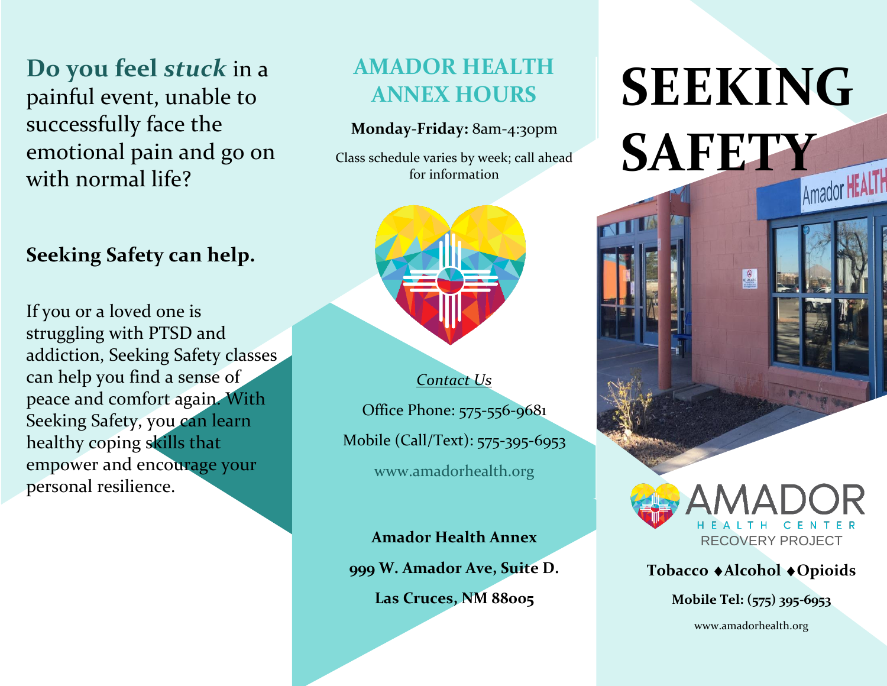**Do you feel *stuck*** in a painful event, unable to successfully face the emotional pain and go on with normal life?

**Seeking Safety can help.**

If you or a loved one is struggling with PTSD and addiction, Seeking Safety classes can help you find a sense of peace and comfort again. With Seeking Safety, you can learn healthy coping skills that empower and encourage your personal resilience.

## AMADOR HEALTH ANNEX HOURS

**Monday-Friday:** 8am-4:30pm

Class schedule varies by week; call ahead for information

*Contact Us*

Office Phone: 575-556-9681

Mobile (Call/Text): 575-395-6953

www.amadorhealth.org

**Amador Health Annex**

**999 W. Amador Ave, Suite D.**

**Las Cruces, NM 88005**

# SEEKING SAFETY

AMADOR HEALTH CENTER

RECOVERY PROJECT

**Tobacco ♦Alcohol ♦Opioids**

**Mobile Tel: (575) 395-6953**

www.amadorhealth.org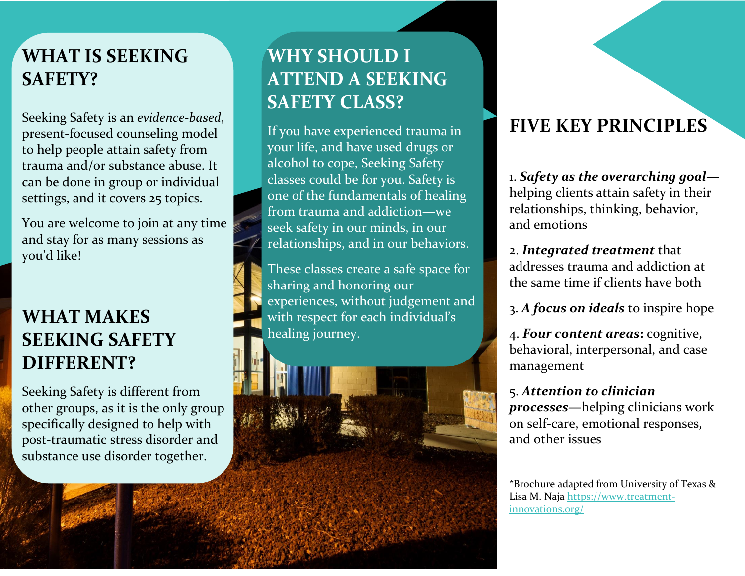## WHAT IS SEEKING SAFETY?

Seeking Safety is an *evidence-based*, present-focused counseling model to help people attain safety from trauma and/or substance abuse. It can be done in group or individual settings, and it covers 25 topics.

You are welcome to join at any time and stay for as many sessions as you'd like!

## WHAT MAKES SEEKING SAFETY DIFFERENT?

Seeking Safety is different from other groups, as it is the only group specifically designed to help with post-traumatic stress disorder and substance use disorder together.

## WHY SHOULD I ATTEND A SEEKING SAFETY CLASS?

If you have experienced trauma in your life, and have used drugs or alcohol to cope, Seeking Safety classes could be for you. Safety is one of the fundamentals of healing from trauma and addiction—we seek safety in our minds, in our relationships, and in our behaviors.

These classes create a safe space for sharing and honoring our experiences, without judgement and with respect for each individual's healing journey.

## FIVE KEY PRINCIPLES

1. ***Safety as the overarching goal***—helping clients attain safety in their relationships, thinking, behavior, and emotions
2. ***Integrated treatment*** that addresses trauma and addiction at the same time if clients have both
3. ***A focus on ideals*** to inspire hope
4. ***Four content areas*:** cognitive, behavioral, interpersonal, and case management
5. ***Attention to clinician processes***—helping clinicians work on self-care, emotional responses, and other issues

*Brochure adapted from University of Texas & Lisa M. Naja https://www.treatment-innovations.org/